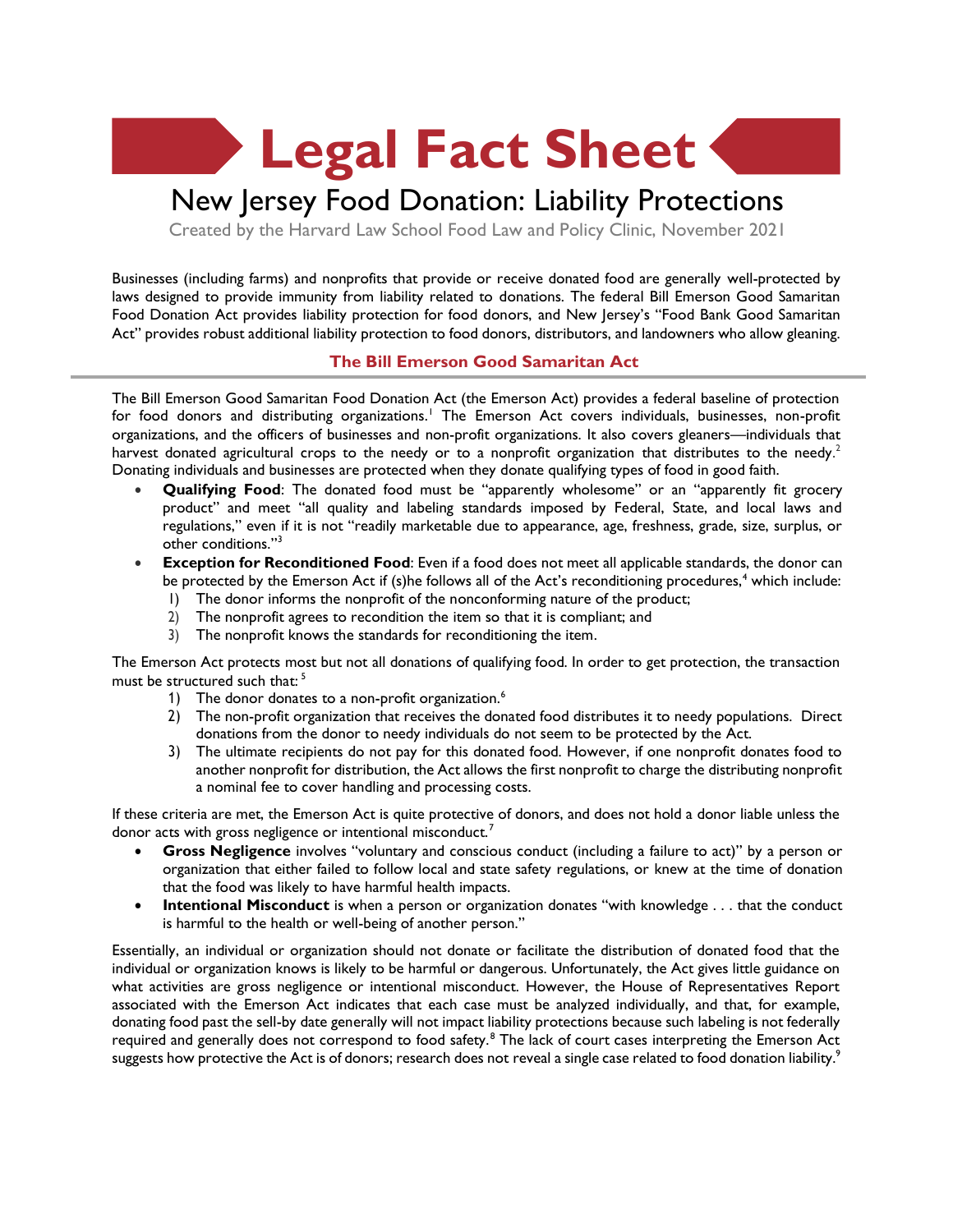# Legal Fact Sheet

## New Jersey Food Donation: Liability Protections

Created by the Harvard Law School Food Law and Policy Clinic, November 2021

Businesses (including farms) and nonprofits that provide or receive donated food are generally well-protected by laws designed to provide immunity from liability related to donations. The federal Bill Emerson Good Samaritan Food Donation Act provides liability protection for food donors, and New Jersey's "Food Bank Good Samaritan Act" provides robust additional liability protection to food donors, distributors, and landowners who allow gleaning.

### The Bill Emerson Good Samaritan Act

The Bill Emerson Good Samaritan Food Donation Act (the Emerson Act) provides a federal baseline of protection for food donors and distributing organizations.[1] The Emerson Act covers individuals, businesses, non-profit organizations, and the officers of businesses and non-profit organizations. It also covers gleaners—individuals that harvest donated agricultural crops to the needy or to a nonprofit organization that distributes to the needy.[2] Donating individuals and businesses are protected when they donate qualifying types of food in good faith.

- **Qualifying Food**: The donated food must be "apparently wholesome" or an "apparently fit grocery product" and meet "all quality and labeling standards imposed by Federal, State, and local laws and regulations," even if it is not "readily marketable due to appearance, age, freshness, grade, size, surplus, or other conditions."[3]
- **Exception for Reconditioned Food**: Even if a food does not meet all applicable standards, the donor can be protected by the Emerson Act if (s)he follows all of the Act's reconditioning procedures,[4] which include:
  1) The donor informs the nonprofit of the nonconforming nature of the product;
  2) The nonprofit agrees to recondition the item so that it is compliant; and
  3) The nonprofit knows the standards for reconditioning the item.

The Emerson Act protects most but not all donations of qualifying food. In order to get protection, the transaction must be structured such that: [5]

1) The donor donates to a non-profit organization.[6]
2) The non-profit organization that receives the donated food distributes it to needy populations. Direct donations from the donor to needy individuals do not seem to be protected by the Act.
3) The ultimate recipients do not pay for this donated food. However, if one nonprofit donates food to another nonprofit for distribution, the Act allows the first nonprofit to charge the distributing nonprofit a nominal fee to cover handling and processing costs.

If these criteria are met, the Emerson Act is quite protective of donors, and does not hold a donor liable unless the donor acts with gross negligence or intentional misconduct.[7]

- **Gross Negligence** involves "voluntary and conscious conduct (including a failure to act)" by a person or organization that either failed to follow local and state safety regulations, or knew at the time of donation that the food was likely to have harmful health impacts.
- **Intentional Misconduct** is when a person or organization donates "with knowledge . . . that the conduct is harmful to the health or well-being of another person."

Essentially, an individual or organization should not donate or facilitate the distribution of donated food that the individual or organization knows is likely to be harmful or dangerous. Unfortunately, the Act gives little guidance on what activities are gross negligence or intentional misconduct. However, the House of Representatives Report associated with the Emerson Act indicates that each case must be analyzed individually, and that, for example, donating food past the sell-by date generally will not impact liability protections because such labeling is not federally required and generally does not correspond to food safety.[8] The lack of court cases interpreting the Emerson Act suggests how protective the Act is of donors; research does not reveal a single case related to food donation liability.[9]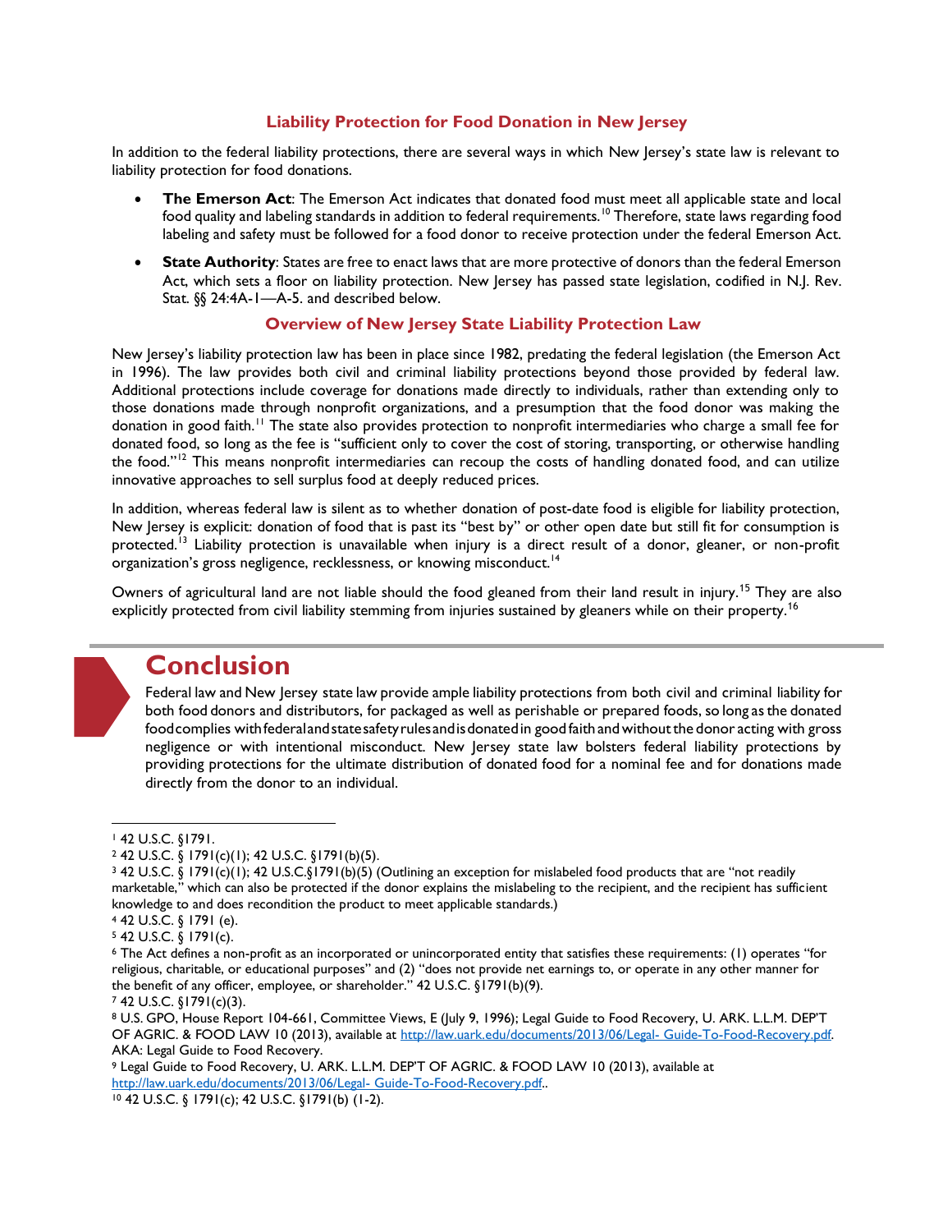## Liability Protection for Food Donation in New Jersey

In addition to the federal liability protections, there are several ways in which New Jersey's state law is relevant to liability protection for food donations.

- **The Emerson Act**: The Emerson Act indicates that donated food must meet all applicable state and local food quality and labeling standards in addition to federal requirements.[10] Therefore, state laws regarding food labeling and safety must be followed for a food donor to receive protection under the federal Emerson Act.
- **State Authority**: States are free to enact laws that are more protective of donors than the federal Emerson Act, which sets a floor on liability protection. New Jersey has passed state legislation, codified in N.J. Rev. Stat. §§ 24:4A-1—A-5. and described below.

## Overview of New Jersey State Liability Protection Law

New Jersey's liability protection law has been in place since 1982, predating the federal legislation (the Emerson Act in 1996). The law provides both civil and criminal liability protections beyond those provided by federal law. Additional protections include coverage for donations made directly to individuals, rather than extending only to those donations made through nonprofit organizations, and a presumption that the food donor was making the donation in good faith.[11] The state also provides protection to nonprofit intermediaries who charge a small fee for donated food, so long as the fee is "sufficient only to cover the cost of storing, transporting, or otherwise handling the food."[12] This means nonprofit intermediaries can recoup the costs of handling donated food, and can utilize innovative approaches to sell surplus food at deeply reduced prices.

In addition, whereas federal law is silent as to whether donation of post-date food is eligible for liability protection, New Jersey is explicit: donation of food that is past its "best by" or other open date but still fit for consumption is protected.[13] Liability protection is unavailable when injury is a direct result of a donor, gleaner, or non-profit organization's gross negligence, recklessness, or knowing misconduct.[14]

Owners of agricultural land are not liable should the food gleaned from their land result in injury.[15] They are also explicitly protected from civil liability stemming from injuries sustained by gleaners while on their property.[16]

# Conclusion

Federal law and New Jersey state law provide ample liability protections from both civil and criminal liability for both food donors and distributors, for packaged as well as perishable or prepared foods, so long as the donated food complies with federal and state safety rules and is donated in good faith and without the donor acting with gross negligence or with intentional misconduct. New Jersey state law bolsters federal liability protections by providing protections for the ultimate distribution of donated food for a nominal fee and for donations made directly from the donor to an individual.

---

[1] 42 U.S.C. §1791.

[2] 42 U.S.C. § 1791(c)(1); 42 U.S.C. §1791(b)(5).

[3] 42 U.S.C. § 1791(c)(1); 42 U.S.C.§1791(b)(5) (Outlining an exception for mislabeled food products that are "not readily marketable," which can also be protected if the donor explains the mislabeling to the recipient, and the recipient has sufficient knowledge to and does recondition the product to meet applicable standards.)

[4] 42 U.S.C. § 1791 (e).

[5] 42 U.S.C. § 1791(c).

[6] The Act defines a non-profit as an incorporated or unincorporated entity that satisfies these requirements: (1) operates "for religious, charitable, or educational purposes" and (2) "does not provide net earnings to, or operate in any other manner for the benefit of any officer, employee, or shareholder." 42 U.S.C. §1791(b)(9).

[7] 42 U.S.C. §1791(c)(3).

[8] U.S. GPO, House Report 104-661, Committee Views, E (July 9, 1996); Legal Guide to Food Recovery, U. ARK. L.L.M. DEP'T OF AGRIC. & FOOD LAW 10 (2013), available at http://law.uark.edu/documents/2013/06/Legal- Guide-To-Food-Recovery.pdf. AKA: Legal Guide to Food Recovery.

[9] Legal Guide to Food Recovery, U. ARK. L.L.M. DEP'T OF AGRIC. & FOOD LAW 10 (2013), available at http://law.uark.edu/documents/2013/06/Legal- Guide-To-Food-Recovery.pdf..

[10] 42 U.S.C. § 1791(c); 42 U.S.C. §1791(b) (1-2).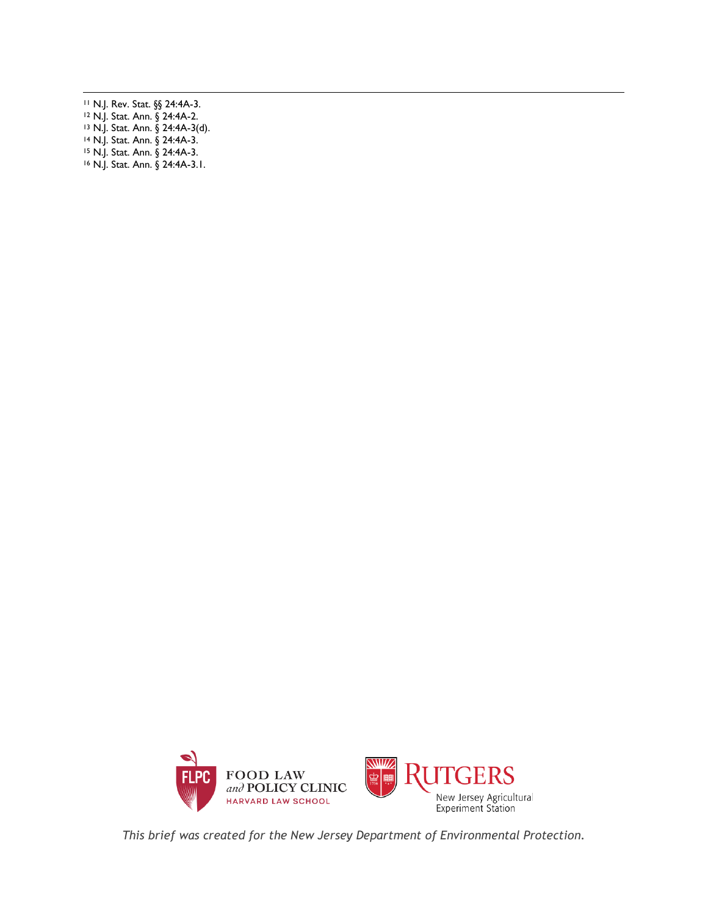[11] N.J. Rev. Stat. §§ 24:4A-3.
[12] N.J. Stat. Ann. § 24:4A-2.
[13] N.J. Stat. Ann. § 24:4A-3(d).
[14] N.J. Stat. Ann. § 24:4A-3.
[15] N.J. Stat. Ann. § 24:4A-3.
[16] N.J. Stat. Ann. § 24:4A-3.1.

FOOD LAW *and* POLICY CLINIC
HARVARD LAW SCHOOL

RUTGERS
New Jersey Agricultural Experiment Station

*This brief was created for the New Jersey Department of Environmental Protection.*